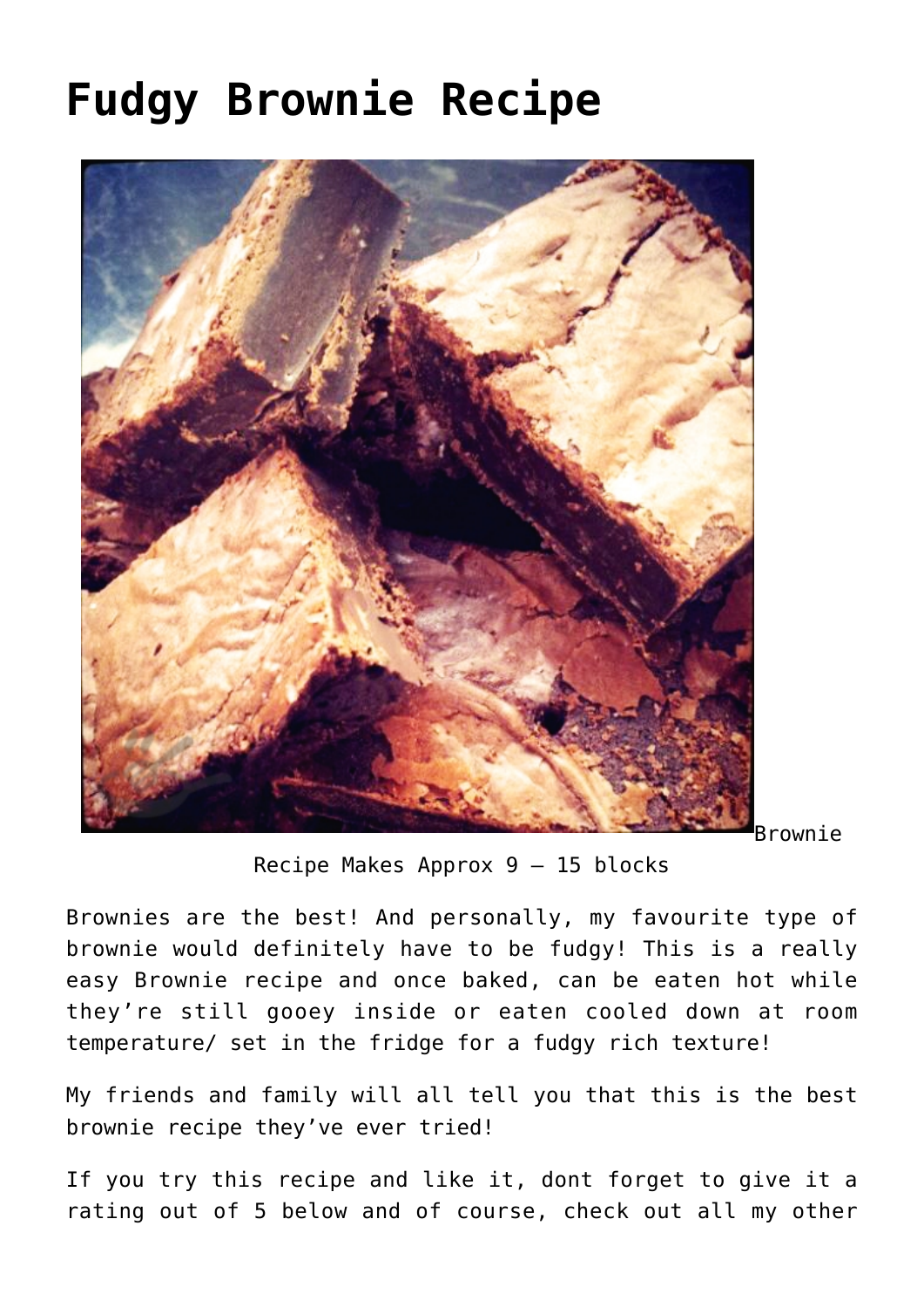# Fudgy Brownie Recipe

Brownie Recipe Makes Approx 9 – 15 blocks

Brownies are the best! And personally, my favourite type of brownie would definitely have to be fudgy! This is a really easy Brownie recipe and once baked, can be eaten hot while they're still gooey inside or eaten cooled down at room temperature/ set in the fridge for a fudgy rich texture!

My friends and family will all tell you that this is the best brownie recipe they've ever tried!

If you try this recipe and like it, dont forget to give it a rating out of 5 below and of course, check out all my other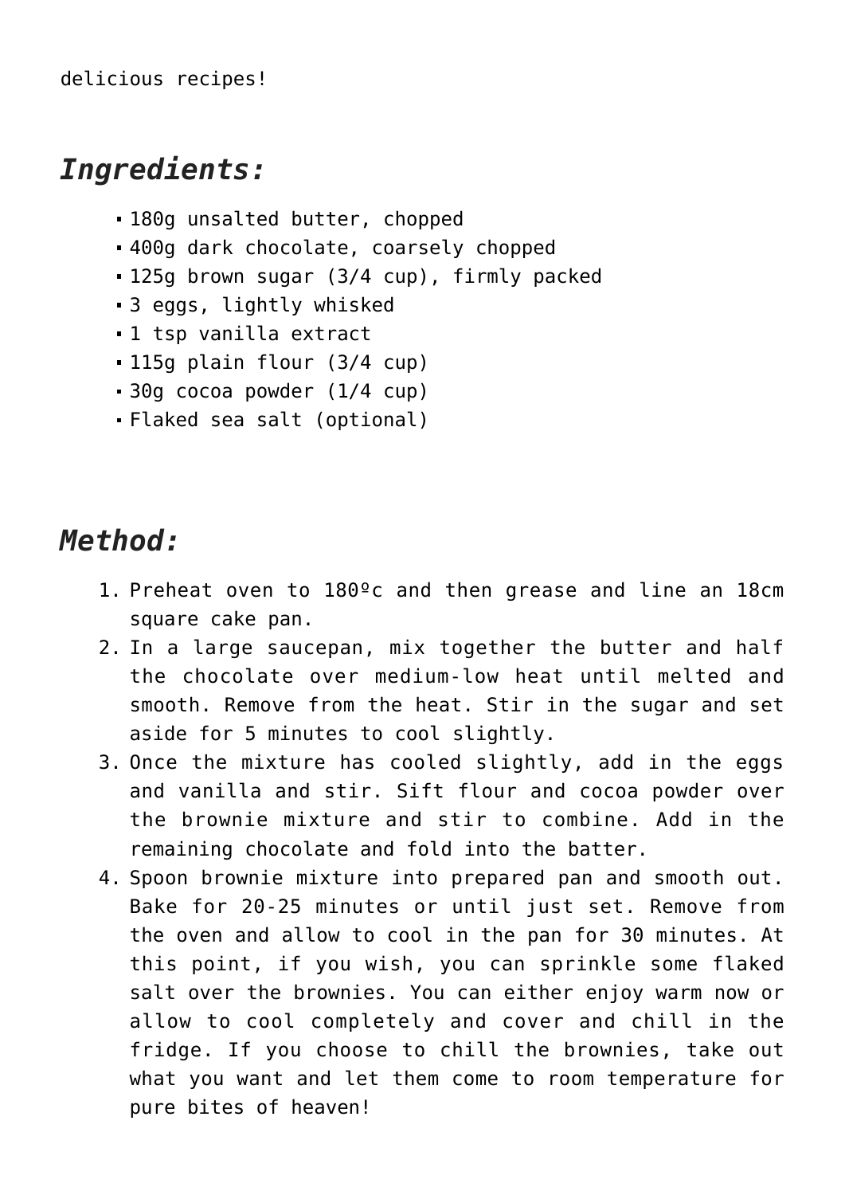delicious recipes!

## *Ingredients:*

- 180g unsalted butter, chopped
- 400g dark chocolate, coarsely chopped
- 125g brown sugar (3/4 cup), firmly packed
- 3 eggs, lightly whisked
- 1 tsp vanilla extract
- 115g plain flour (3/4 cup)
- 30g cocoa powder (1/4 cup)
- Flaked sea salt (optional)

## *Method:*

1. Preheat oven to 180ºc and then grease and line an 18cm square cake pan.
2. In a large saucepan, mix together the butter and half the chocolate over medium-low heat until melted and smooth. Remove from the heat. Stir in the sugar and set aside for 5 minutes to cool slightly.
3. Once the mixture has cooled slightly, add in the eggs and vanilla and stir. Sift flour and cocoa powder over the brownie mixture and stir to combine. Add in the remaining chocolate and fold into the batter.
4. Spoon brownie mixture into prepared pan and smooth out. Bake for 20-25 minutes or until just set. Remove from the oven and allow to cool in the pan for 30 minutes. At this point, if you wish, you can sprinkle some flaked salt over the brownies. You can either enjoy warm now or allow to cool completely and cover and chill in the fridge. If you choose to chill the brownies, take out what you want and let them come to room temperature for pure bites of heaven!